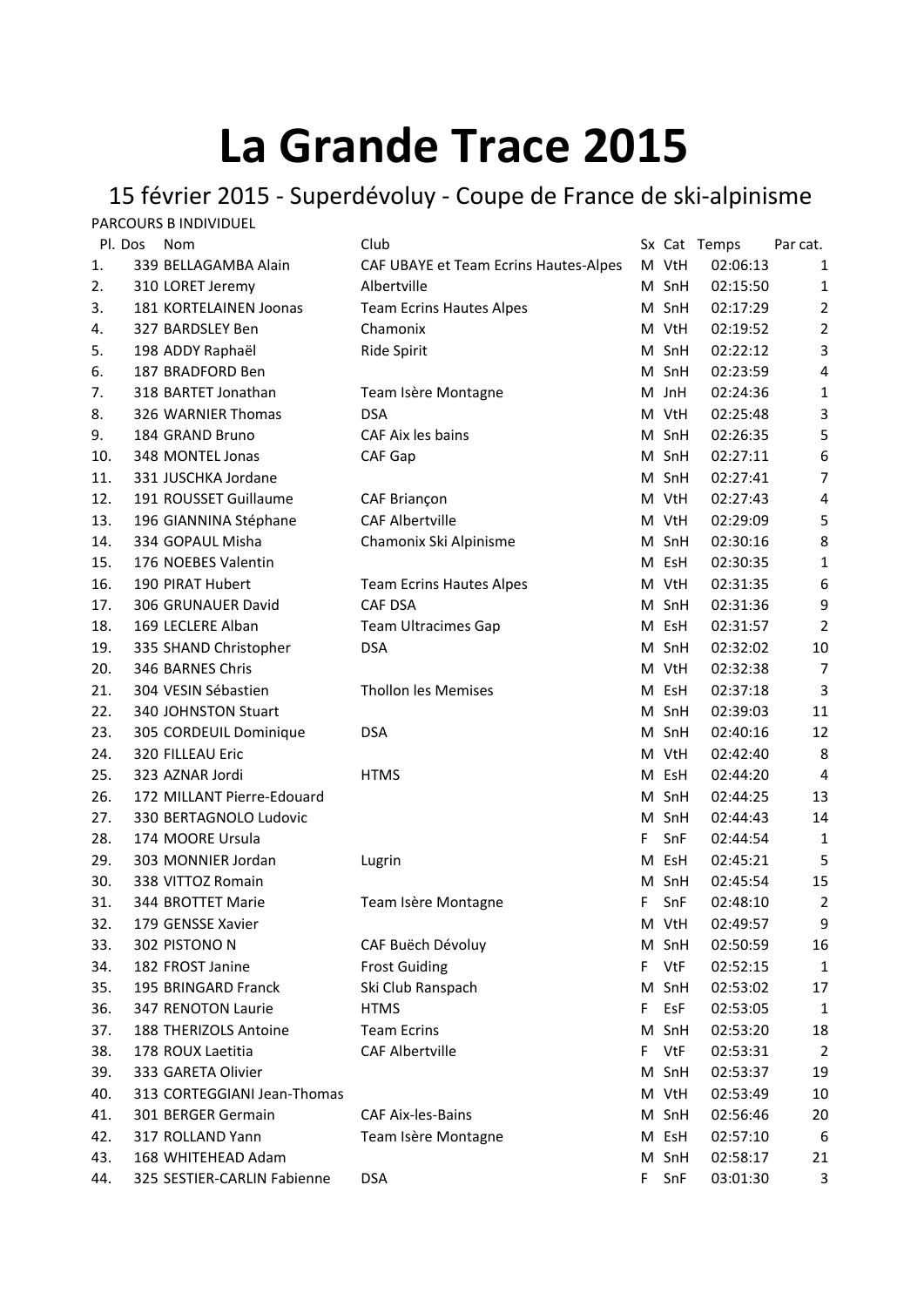# La Grande Trace 2015

## 15 février 2015 - Superdévoluy - Coupe de France de ski-alpinisme

PARCOURS B INDIVIDUEL

| Pl. | Dos | Nom | Club | Sx | Cat | Temps | Par cat. |
|---|---|---|---|---|---|---|---|
| 1. | 339 | BELLAGAMBA Alain | CAF UBAYE et Team Ecrins Hautes-Alpes | M | VtH | 02:06:13 | 1 |
| 2. | 310 | LORET Jeremy | Albertville | M | SnH | 02:15:50 | 1 |
| 3. | 181 | KORTELAINEN Joonas | Team Ecrins Hautes Alpes | M | SnH | 02:17:29 | 2 |
| 4. | 327 | BARDSLEY Ben | Chamonix | M | VtH | 02:19:52 | 2 |
| 5. | 198 | ADDY Raphaël | Ride Spirit | M | SnH | 02:22:12 | 3 |
| 6. | 187 | BRADFORD Ben | | M | SnH | 02:23:59 | 4 |
| 7. | 318 | BARTET Jonathan | Team Isère Montagne | M | JnH | 02:24:36 | 1 |
| 8. | 326 | WARNIER Thomas | DSA | M | VtH | 02:25:48 | 3 |
| 9. | 184 | GRAND Bruno | CAF Aix les bains | M | SnH | 02:26:35 | 5 |
| 10. | 348 | MONTEL Jonas | CAF Gap | M | SnH | 02:27:11 | 6 |
| 11. | 331 | JUSCHKA Jordane | | M | SnH | 02:27:41 | 7 |
| 12. | 191 | ROUSSET Guillaume | CAF Briançon | M | VtH | 02:27:43 | 4 |
| 13. | 196 | GIANNINA Stéphane | CAF Albertville | M | VtH | 02:29:09 | 5 |
| 14. | 334 | GOPAUL Misha | Chamonix Ski Alpinisme | M | SnH | 02:30:16 | 8 |
| 15. | 176 | NOEBES Valentin | | M | EsH | 02:30:35 | 1 |
| 16. | 190 | PIRAT Hubert | Team Ecrins Hautes Alpes | M | VtH | 02:31:35 | 6 |
| 17. | 306 | GRUNAUER David | CAF DSA | M | SnH | 02:31:36 | 9 |
| 18. | 169 | LECLERE Alban | Team Ultracimes Gap | M | EsH | 02:31:57 | 2 |
| 19. | 335 | SHAND Christopher | DSA | M | SnH | 02:32:02 | 10 |
| 20. | 346 | BARNES Chris | | M | VtH | 02:32:38 | 7 |
| 21. | 304 | VESIN Sébastien | Thollon les Memises | M | EsH | 02:37:18 | 3 |
| 22. | 340 | JOHNSTON Stuart | | M | SnH | 02:39:03 | 11 |
| 23. | 305 | CORDEUIL Dominique | DSA | M | SnH | 02:40:16 | 12 |
| 24. | 320 | FILLEAU Eric | | M | VtH | 02:42:40 | 8 |
| 25. | 323 | AZNAR Jordi | HTMS | M | EsH | 02:44:20 | 4 |
| 26. | 172 | MILLANT Pierre-Edouard | | M | SnH | 02:44:25 | 13 |
| 27. | 330 | BERTAGNOLO Ludovic | | M | SnH | 02:44:43 | 14 |
| 28. | 174 | MOORE Ursula | | F | SnF | 02:44:54 | 1 |
| 29. | 303 | MONNIER Jordan | Lugrin | M | EsH | 02:45:21 | 5 |
| 30. | 338 | VITTOZ Romain | | M | SnH | 02:45:54 | 15 |
| 31. | 344 | BROTTET Marie | Team Isère Montagne | F | SnF | 02:48:10 | 2 |
| 32. | 179 | GENSSE Xavier | | M | VtH | 02:49:57 | 9 |
| 33. | 302 | PISTONO N | CAF Buëch Dévoluy | M | SnH | 02:50:59 | 16 |
| 34. | 182 | FROST Janine | Frost Guiding | F | VtF | 02:52:15 | 1 |
| 35. | 195 | BRINGARD Franck | Ski Club Ranspach | M | SnH | 02:53:02 | 17 |
| 36. | 347 | RENOTON Laurie | HTMS | F | EsF | 02:53:05 | 1 |
| 37. | 188 | THERIZOLS Antoine | Team Ecrins | M | SnH | 02:53:20 | 18 |
| 38. | 178 | ROUX Laetitia | CAF Albertville | F | VtF | 02:53:31 | 2 |
| 39. | 333 | GARETA Olivier | | M | SnH | 02:53:37 | 19 |
| 40. | 313 | CORTEGGIANI Jean-Thomas | | M | VtH | 02:53:49 | 10 |
| 41. | 301 | BERGER Germain | CAF Aix-les-Bains | M | SnH | 02:56:46 | 20 |
| 42. | 317 | ROLLAND Yann | Team Isère Montagne | M | EsH | 02:57:10 | 6 |
| 43. | 168 | WHITEHEAD Adam | | M | SnH | 02:58:17 | 21 |
| 44. | 325 | SESTIER-CARLIN Fabienne | DSA | F | SnF | 03:01:30 | 3 |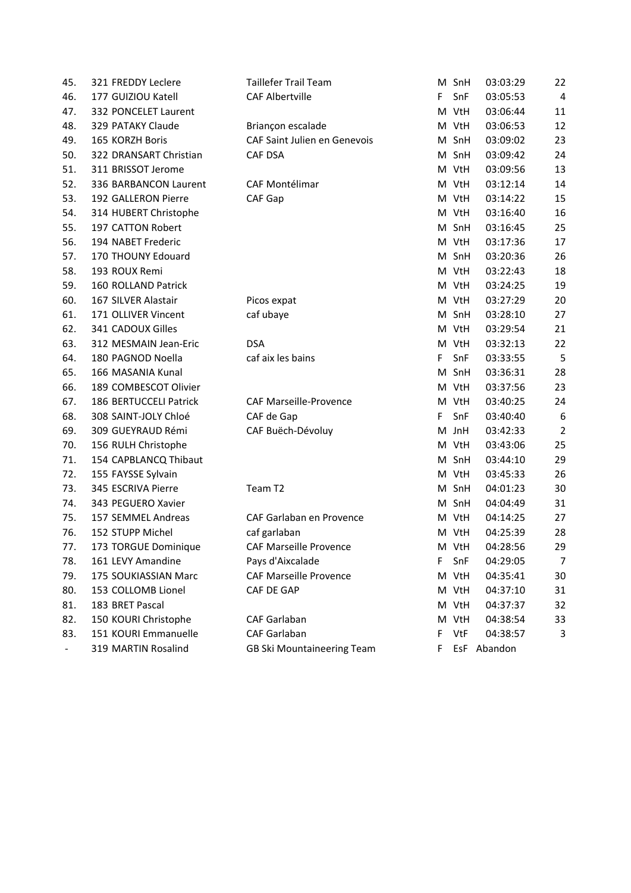| | | | | | | | |
|---|---|---|---|---|---|---|---|
| 45. | 321 | FREDDY Leclere | Taillefer Trail Team | M | SnH | 03:03:29 | 22 |
| 46. | 177 | GUIZIOU Katell | CAF Albertville | F | SnF | 03:05:53 | 4 |
| 47. | 332 | PONCELET Laurent | | M | VtH | 03:06:44 | 11 |
| 48. | 329 | PATAKY Claude | Briançon escalade | M | VtH | 03:06:53 | 12 |
| 49. | 165 | KORZH Boris | CAF Saint Julien en Genevois | M | SnH | 03:09:02 | 23 |
| 50. | 322 | DRANSART Christian | CAF DSA | M | SnH | 03:09:42 | 24 |
| 51. | 311 | BRISSOT Jerome | | M | VtH | 03:09:56 | 13 |
| 52. | 336 | BARBANCON Laurent | CAF Montélimar | M | VtH | 03:12:14 | 14 |
| 53. | 192 | GALLERON Pierre | CAF Gap | M | VtH | 03:14:22 | 15 |
| 54. | 314 | HUBERT Christophe | | M | VtH | 03:16:40 | 16 |
| 55. | 197 | CATTON Robert | | M | SnH | 03:16:45 | 25 |
| 56. | 194 | NABET Frederic | | M | VtH | 03:17:36 | 17 |
| 57. | 170 | THOUNY Edouard | | M | SnH | 03:20:36 | 26 |
| 58. | 193 | ROUX Remi | | M | VtH | 03:22:43 | 18 |
| 59. | 160 | ROLLAND Patrick | | M | VtH | 03:24:25 | 19 |
| 60. | 167 | SILVER Alastair | Picos expat | M | VtH | 03:27:29 | 20 |
| 61. | 171 | OLLIVER Vincent | caf ubaye | M | SnH | 03:28:10 | 27 |
| 62. | 341 | CADOUX Gilles | | M | VtH | 03:29:54 | 21 |
| 63. | 312 | MESMAIN Jean-Eric | DSA | M | VtH | 03:32:13 | 22 |
| 64. | 180 | PAGNOD Noella | caf aix les bains | F | SnF | 03:33:55 | 5 |
| 65. | 166 | MASANIA Kunal | | M | SnH | 03:36:31 | 28 |
| 66. | 189 | COMBESCOT Olivier | | M | VtH | 03:37:56 | 23 |
| 67. | 186 | BERTUCCELI Patrick | CAF Marseille-Provence | M | VtH | 03:40:25 | 24 |
| 68. | 308 | SAINT-JOLY Chloé | CAF de Gap | F | SnF | 03:40:40 | 6 |
| 69. | 309 | GUEYRAUD Rémi | CAF Buëch-Dévoluy | M | JnH | 03:42:33 | 2 |
| 70. | 156 | RULH Christophe | | M | VtH | 03:43:06 | 25 |
| 71. | 154 | CAPBLANCQ Thibaut | | M | SnH | 03:44:10 | 29 |
| 72. | 155 | FAYSSE Sylvain | | M | VtH | 03:45:33 | 26 |
| 73. | 345 | ESCRIVA Pierre | Team T2 | M | SnH | 04:01:23 | 30 |
| 74. | 343 | PEGUERO Xavier | | M | SnH | 04:04:49 | 31 |
| 75. | 157 | SEMMEL Andreas | CAF Garlaban en Provence | M | VtH | 04:14:25 | 27 |
| 76. | 152 | STUPP Michel | caf garlaban | M | VtH | 04:25:39 | 28 |
| 77. | 173 | TORGUE Dominique | CAF Marseille Provence | M | VtH | 04:28:56 | 29 |
| 78. | 161 | LEVY Amandine | Pays d'Aixcalade | F | SnF | 04:29:05 | 7 |
| 79. | 175 | SOUKIASSIAN Marc | CAF Marseille Provence | M | VtH | 04:35:41 | 30 |
| 80. | 153 | COLLOMB Lionel | CAF DE GAP | M | VtH | 04:37:10 | 31 |
| 81. | 183 | BRET Pascal | | M | VtH | 04:37:37 | 32 |
| 82. | 150 | KOURI Christophe | CAF Garlaban | M | VtH | 04:38:54 | 33 |
| 83. | 151 | KOURI Emmanuelle | CAF Garlaban | F | VtF | 04:38:57 | 3 |
| - | 319 | MARTIN Rosalind | GB Ski Mountaineering Team | F | EsF | Abandon | |